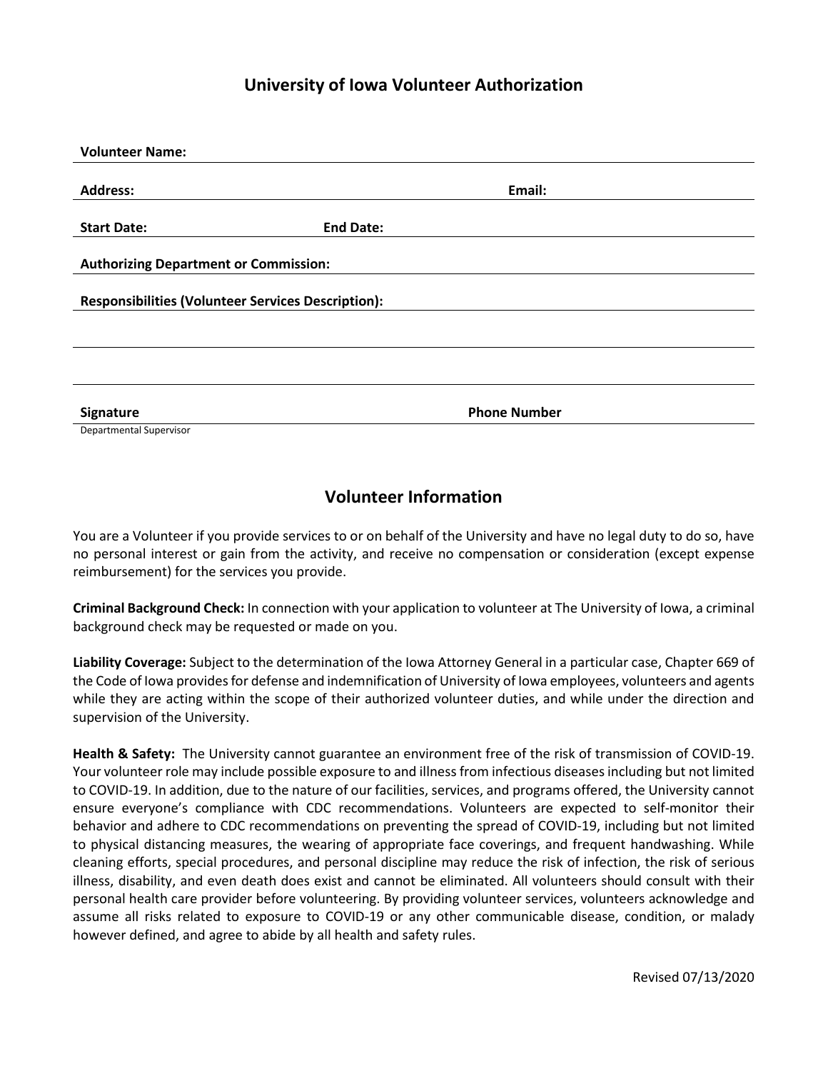# University of Iowa Volunteer Authorization

**Volunteer Name:**

**Address:** **Email:**

**Start Date:** **End Date:**

**Authorizing Department or Commission:**

**Responsibilities (Volunteer Services Description):**

**Signature** **Phone Number**

Departmental Supervisor

## Volunteer Information

You are a Volunteer if you provide services to or on behalf of the University and have no legal duty to do so, have no personal interest or gain from the activity, and receive no compensation or consideration (except expense reimbursement) for the services you provide.

**Criminal Background Check:** In connection with your application to volunteer at The University of Iowa, a criminal background check may be requested or made on you.

**Liability Coverage:** Subject to the determination of the Iowa Attorney General in a particular case, Chapter 669 of the Code of Iowa provides for defense and indemnification of University of Iowa employees, volunteers and agents while they are acting within the scope of their authorized volunteer duties, and while under the direction and supervision of the University.

**Health & Safety:** The University cannot guarantee an environment free of the risk of transmission of COVID-19. Your volunteer role may include possible exposure to and illness from infectious diseases including but not limited to COVID-19. In addition, due to the nature of our facilities, services, and programs offered, the University cannot ensure everyone's compliance with CDC recommendations. Volunteers are expected to self-monitor their behavior and adhere to CDC recommendations on preventing the spread of COVID-19, including but not limited to physical distancing measures, the wearing of appropriate face coverings, and frequent handwashing. While cleaning efforts, special procedures, and personal discipline may reduce the risk of infection, the risk of serious illness, disability, and even death does exist and cannot be eliminated. All volunteers should consult with their personal health care provider before volunteering. By providing volunteer services, volunteers acknowledge and assume all risks related to exposure to COVID-19 or any other communicable disease, condition, or malady however defined, and agree to abide by all health and safety rules.

Revised 07/13/2020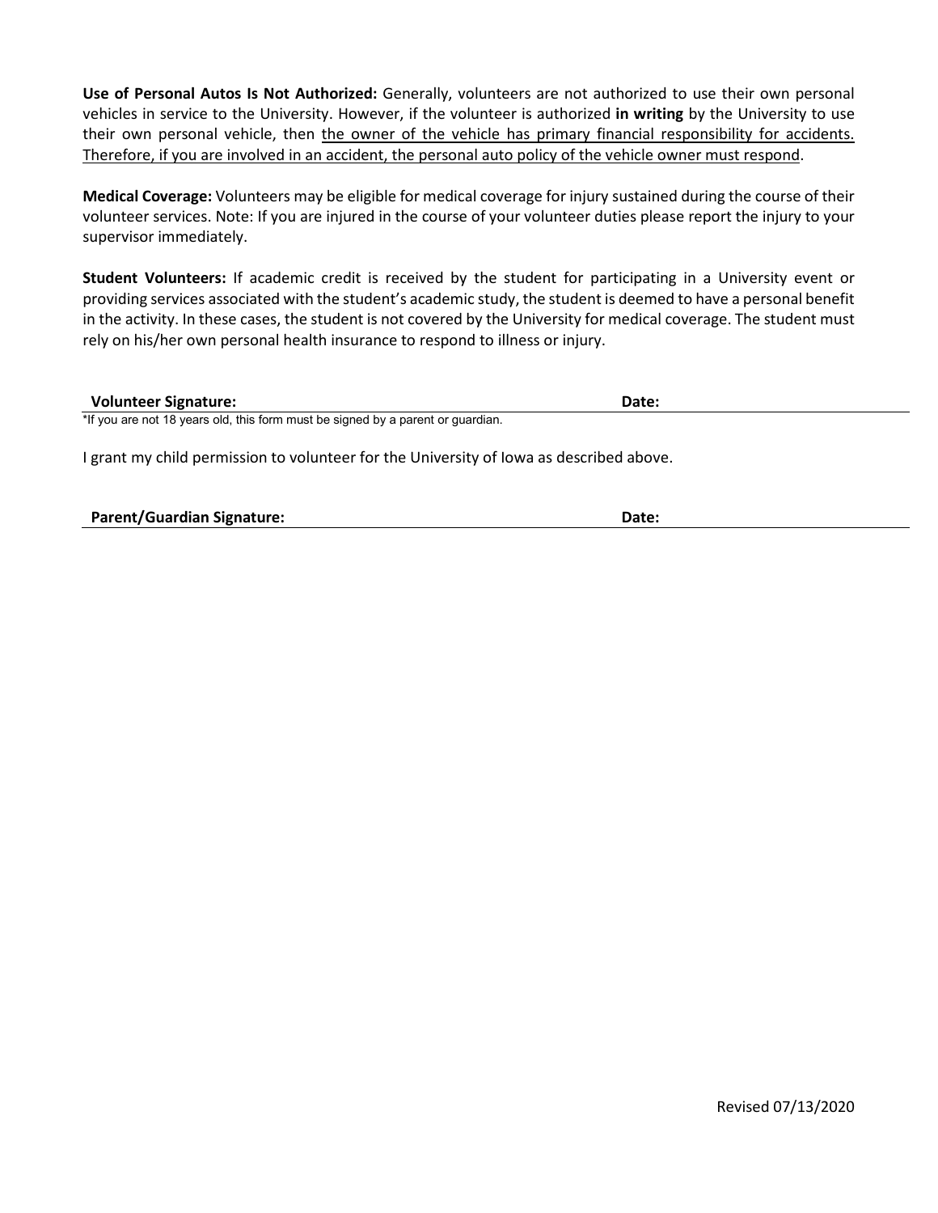**Use of Personal Autos Is Not Authorized:** Generally, volunteers are not authorized to use their own personal vehicles in service to the University. However, if the volunteer is authorized **in writing** by the University to use their own personal vehicle, then <u>the owner of the vehicle has primary financial responsibility for accidents. Therefore, if you are involved in an accident, the personal auto policy of the vehicle owner must respond</u>.

**Medical Coverage:** Volunteers may be eligible for medical coverage for injury sustained during the course of their volunteer services. Note: If you are injured in the course of your volunteer duties please report the injury to your supervisor immediately.

**Student Volunteers:** If academic credit is received by the student for participating in a University event or providing services associated with the student's academic study, the student is deemed to have a personal benefit in the activity. In these cases, the student is not covered by the University for medical coverage. The student must rely on his/her own personal health insurance to respond to illness or injury.

**Volunteer Signature:** \_\_\_\_\_\_\_\_\_\_\_\_\_\_\_\_\_\_\_\_ **Date:** \_\_\_\_\_\_\_\_\_\_

*If you are not 18 years old, this form must be signed by a parent or guardian.

I grant my child permission to volunteer for the University of Iowa as described above.

**Parent/Guardian Signature:** \_\_\_\_\_\_\_\_\_\_\_\_\_\_\_\_\_\_\_\_ **Date:** \_\_\_\_\_\_\_\_\_\_

Revised 07/13/2020